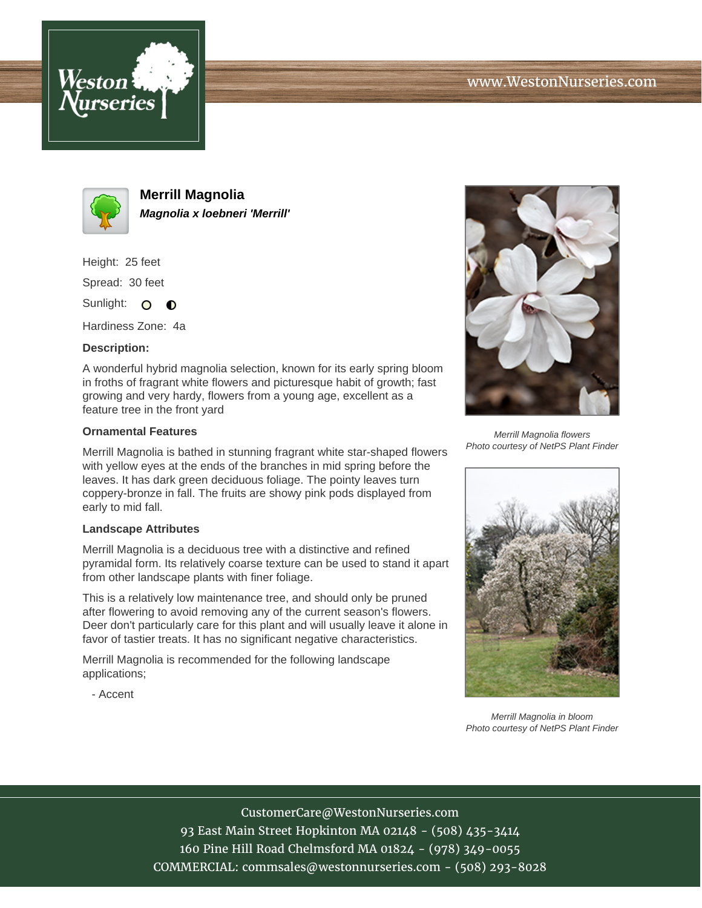Weston Nurseries

www.WestonNurseries.com

## Merrill Magnolia

***Magnolia x loebneri 'Merrill'***

Height: 25 feet

Spread: 30 feet

Sunlight:

Hardiness Zone: 4a

### Description:

A wonderful hybrid magnolia selection, known for its early spring bloom in froths of fragrant white flowers and picturesque habit of growth; fast growing and very hardy, flowers from a young age, excellent as a feature tree in the front yard

### Ornamental Features

Merrill Magnolia is bathed in stunning fragrant white star-shaped flowers with yellow eyes at the ends of the branches in mid spring before the leaves. It has dark green deciduous foliage. The pointy leaves turn coppery-bronze in fall. The fruits are showy pink pods displayed from early to mid fall.

### Landscape Attributes

Merrill Magnolia is a deciduous tree with a distinctive and refined pyramidal form. Its relatively coarse texture can be used to stand it apart from other landscape plants with finer foliage.

This is a relatively low maintenance tree, and should only be pruned after flowering to avoid removing any of the current season's flowers. Deer don't particularly care for this plant and will usually leave it alone in favor of tastier treats. It has no significant negative characteristics.

Merrill Magnolia is recommended for the following landscape applications;

- Accent

*Merrill Magnolia flowers*
*Photo courtesy of NetPS Plant Finder*

*Merrill Magnolia in bloom*
*Photo courtesy of NetPS Plant Finder*

CustomerCare@WestonNurseries.com
93 East Main Street Hopkinton MA 02148 - (508) 435-3414
160 Pine Hill Road Chelmsford MA 01824 - (978) 349-0055
COMMERCIAL: commsales@westonnurseries.com - (508) 293-8028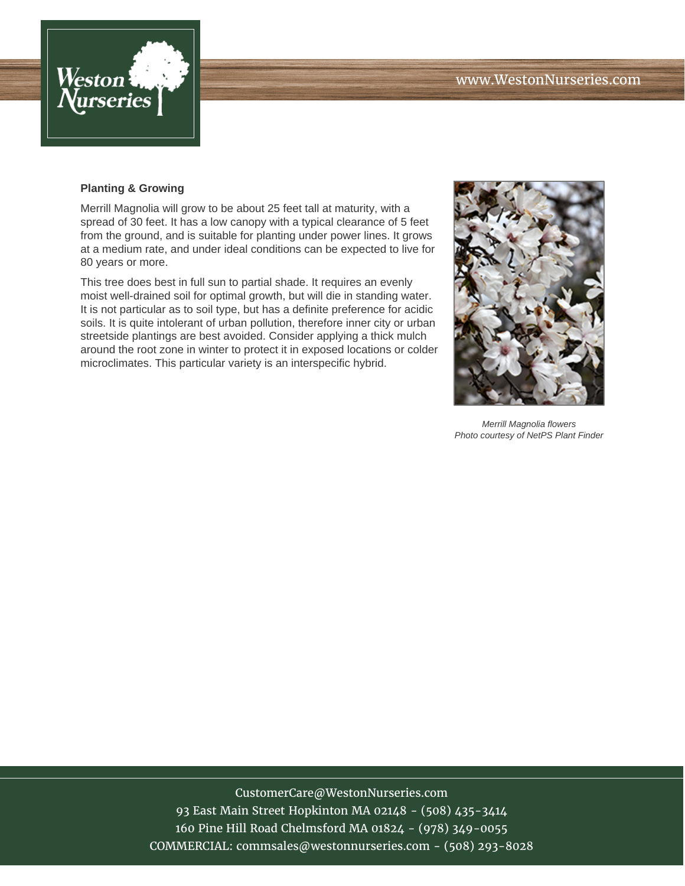**Planting & Growing**

Merrill Magnolia will grow to be about 25 feet tall at maturity, with a spread of 30 feet. It has a low canopy with a typical clearance of 5 feet from the ground, and is suitable for planting under power lines. It grows at a medium rate, and under ideal conditions can be expected to live for 80 years or more.

This tree does best in full sun to partial shade. It requires an evenly moist well-drained soil for optimal growth, but will die in standing water. It is not particular as to soil type, but has a definite preference for acidic soils. It is quite intolerant of urban pollution, therefore inner city or urban streetside plantings are best avoided. Consider applying a thick mulch around the root zone in winter to protect it in exposed locations or colder microclimates. This particular variety is an interspecific hybrid.

*Merrill Magnolia flowers*
*Photo courtesy of NetPS Plant Finder*